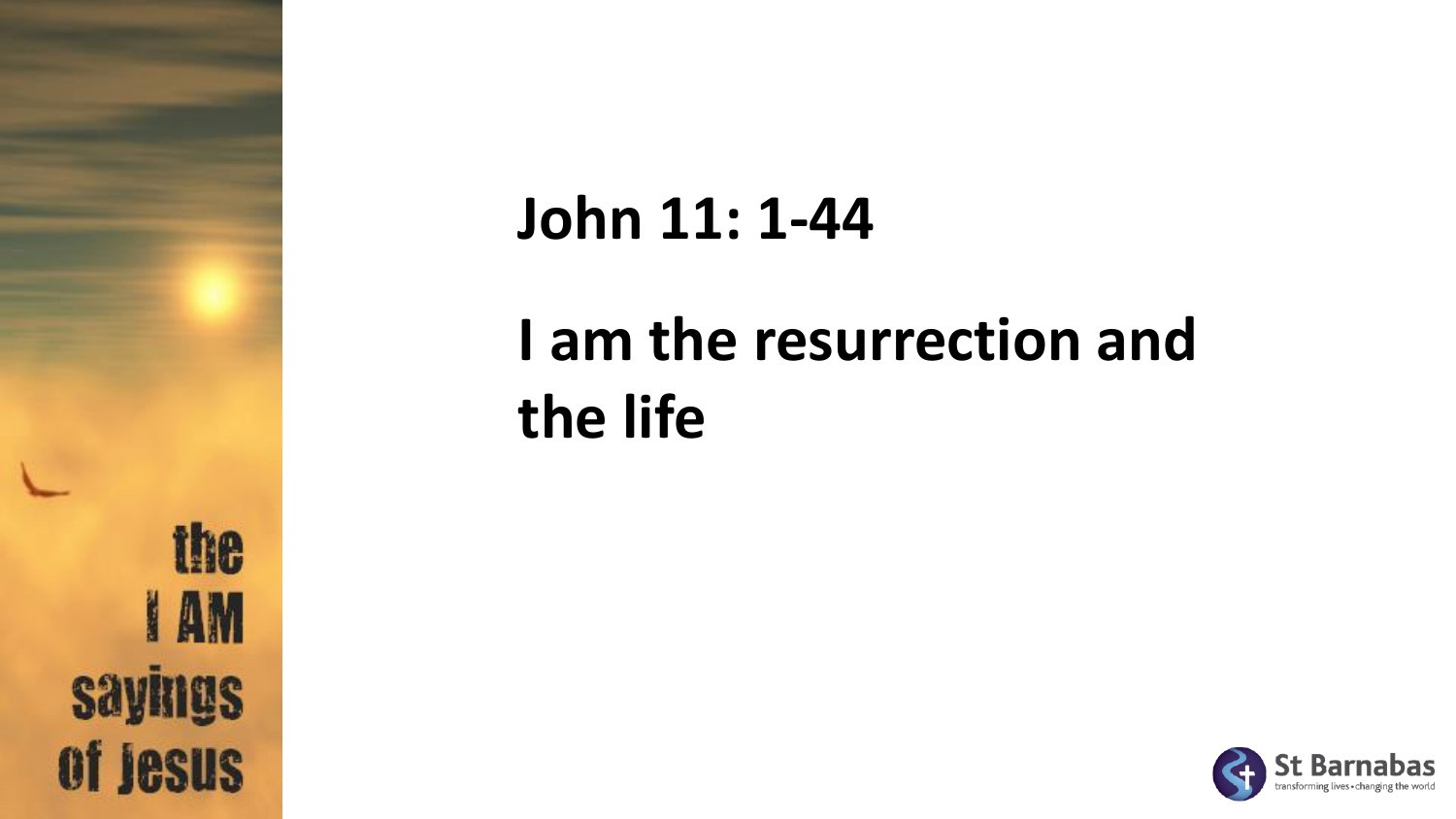the I AM sayings of Jesus

# John 11: 1-44

# I am the resurrection and the life

St Barnabas
transforming lives • changing the world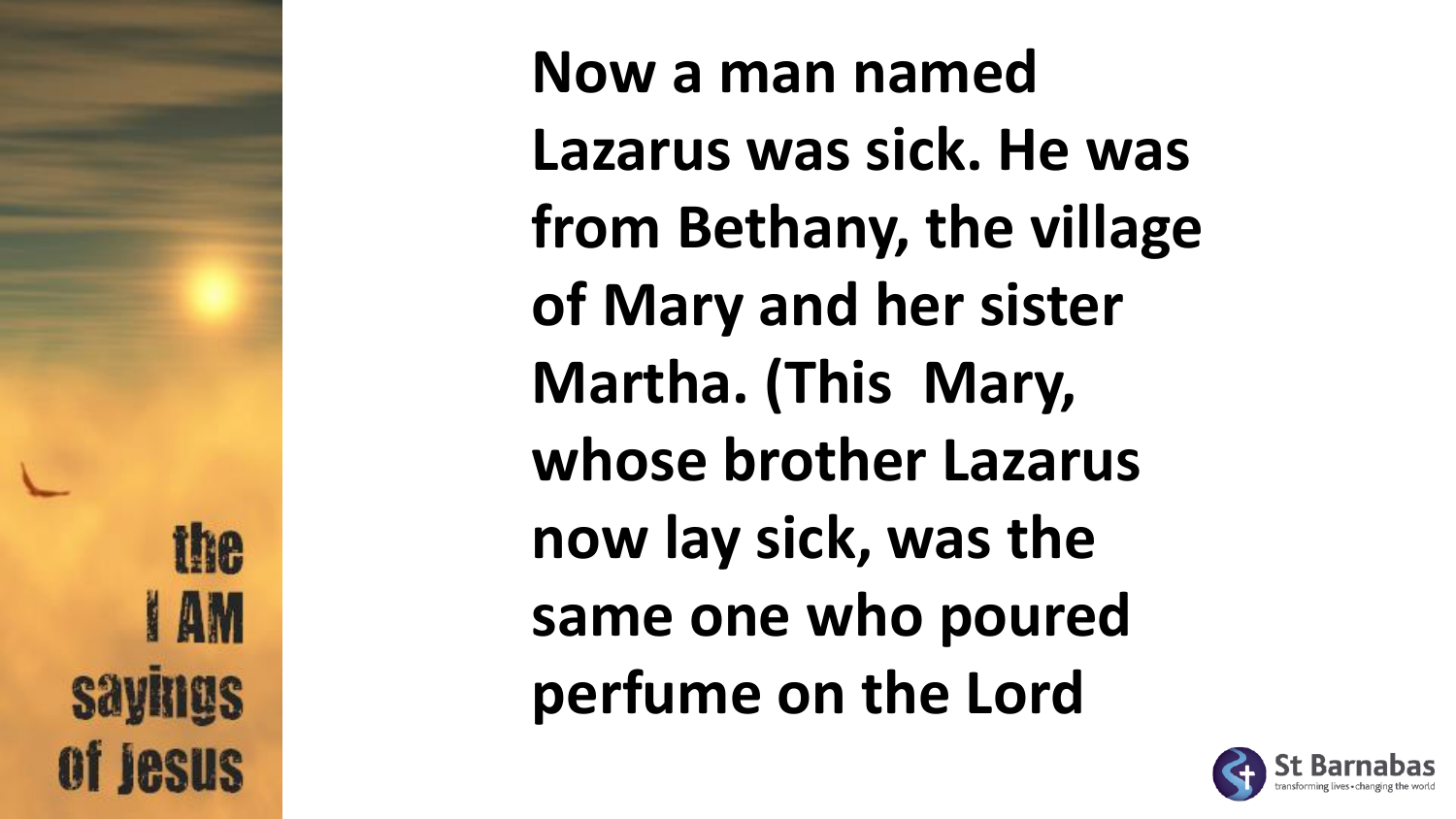the I AM sayings of Jesus

**Now a man named Lazarus was sick. He was from Bethany, the village of Mary and her sister Martha. (This Mary, whose brother Lazarus now lay sick, was the same one who poured perfume on the Lord**

St Barnabas
transforming lives • changing the world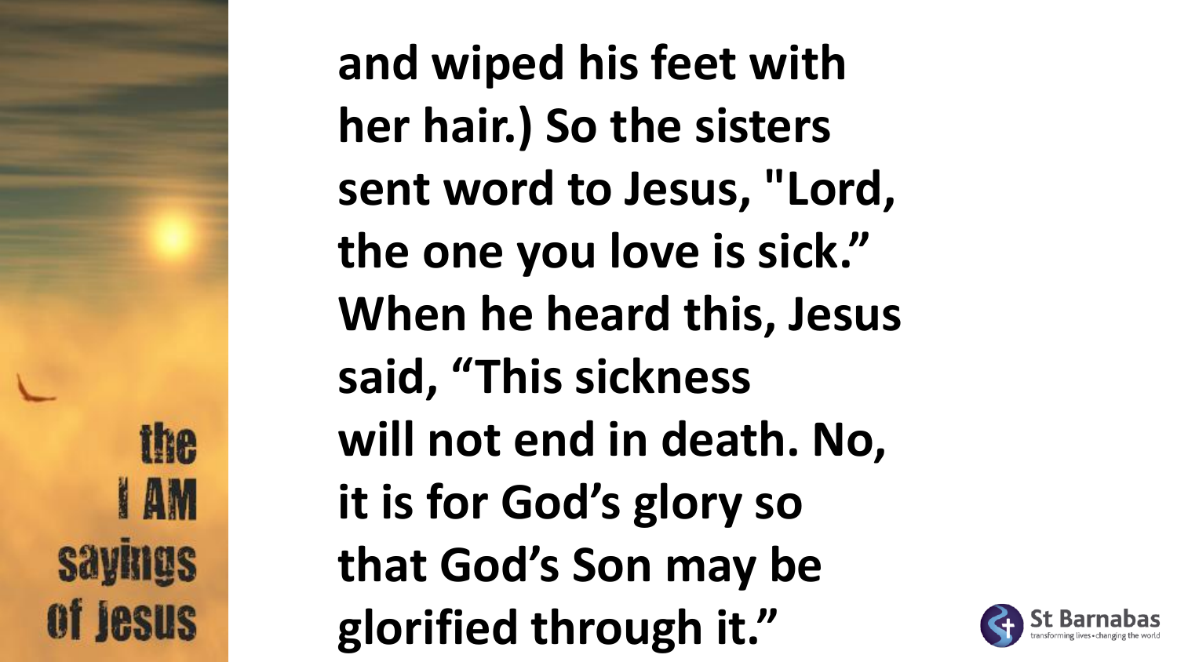**and wiped his feet with her hair.) So the sisters sent word to Jesus, "Lord, the one you love is sick." When he heard this, Jesus said, "This sickness will not end in death. No, it is for God's glory so that God's Son may be glorified through it."**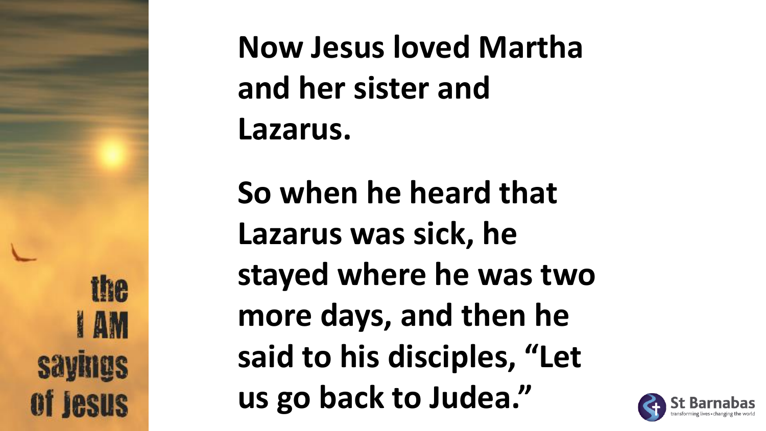**Now Jesus loved Martha and her sister and Lazarus.**

**So when he heard that Lazarus was sick, he stayed where he was two more days, and then he said to his disciples, "Let us go back to Judea."**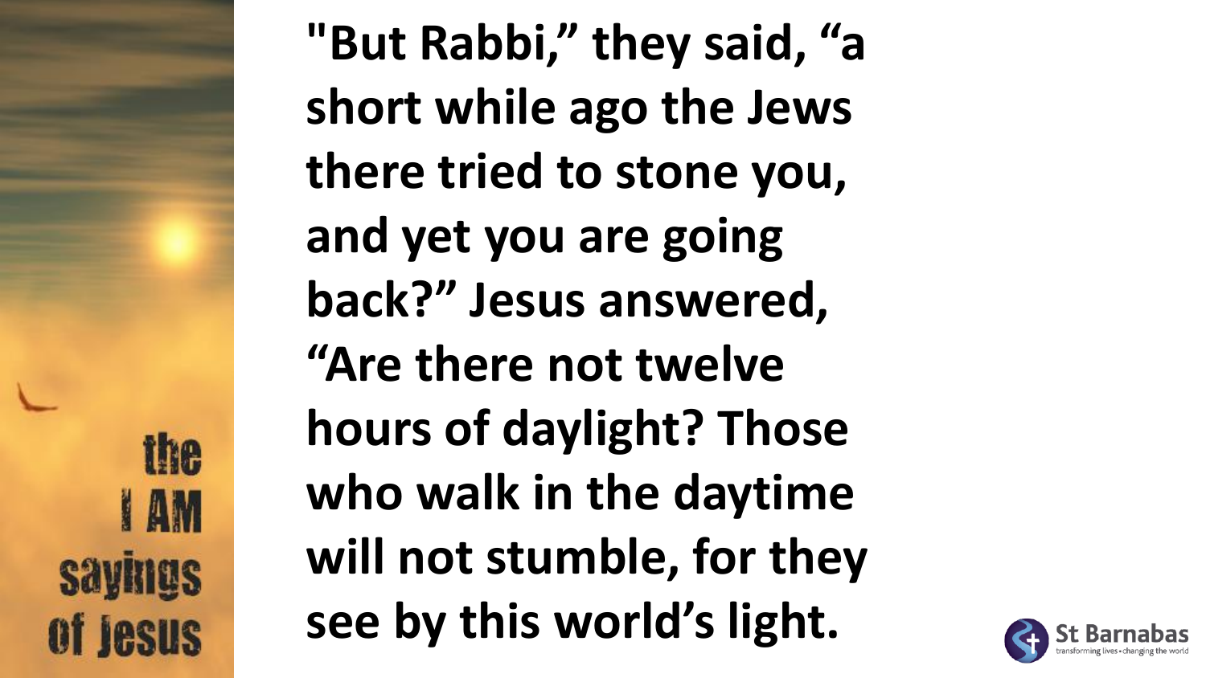"But Rabbi," they said, "a short while ago the Jews there tried to stone you, and yet you are going back?" Jesus answered, "Are there not twelve hours of daylight? Those who walk in the daytime will not stumble, for they see by this world's light.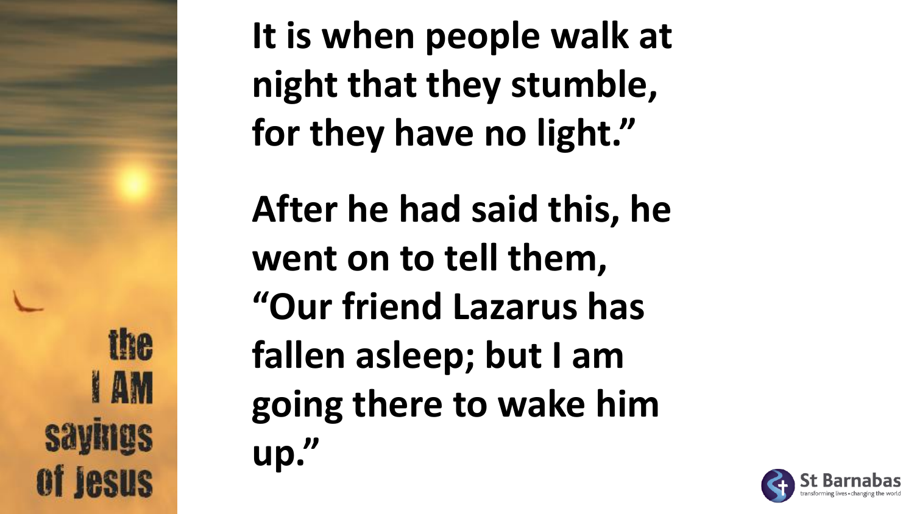**It is when people walk at night that they stumble, for they have no light."**

**After he had said this, he went on to tell them, "Our friend Lazarus has fallen asleep; but I am going there to wake him up."**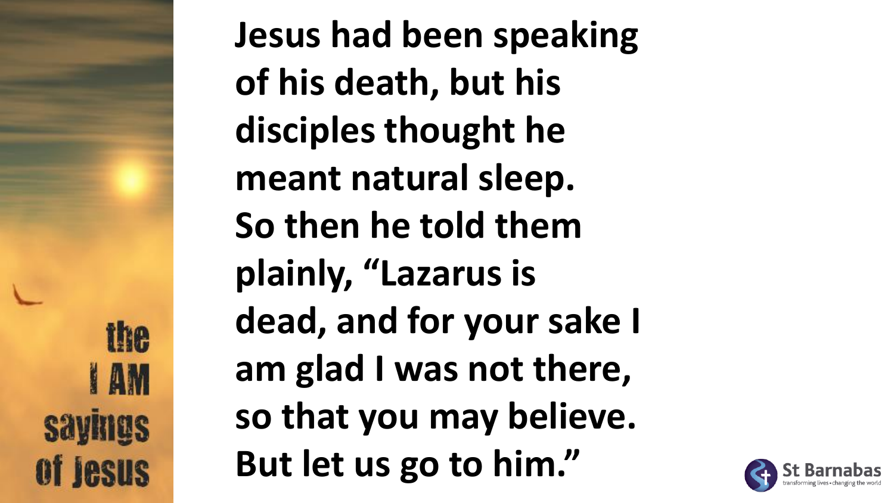**Jesus had been speaking of his death, but his disciples thought he meant natural sleep. So then he told them plainly, "Lazarus is dead, and for your sake I am glad I was not there, so that you may believe. But let us go to him."**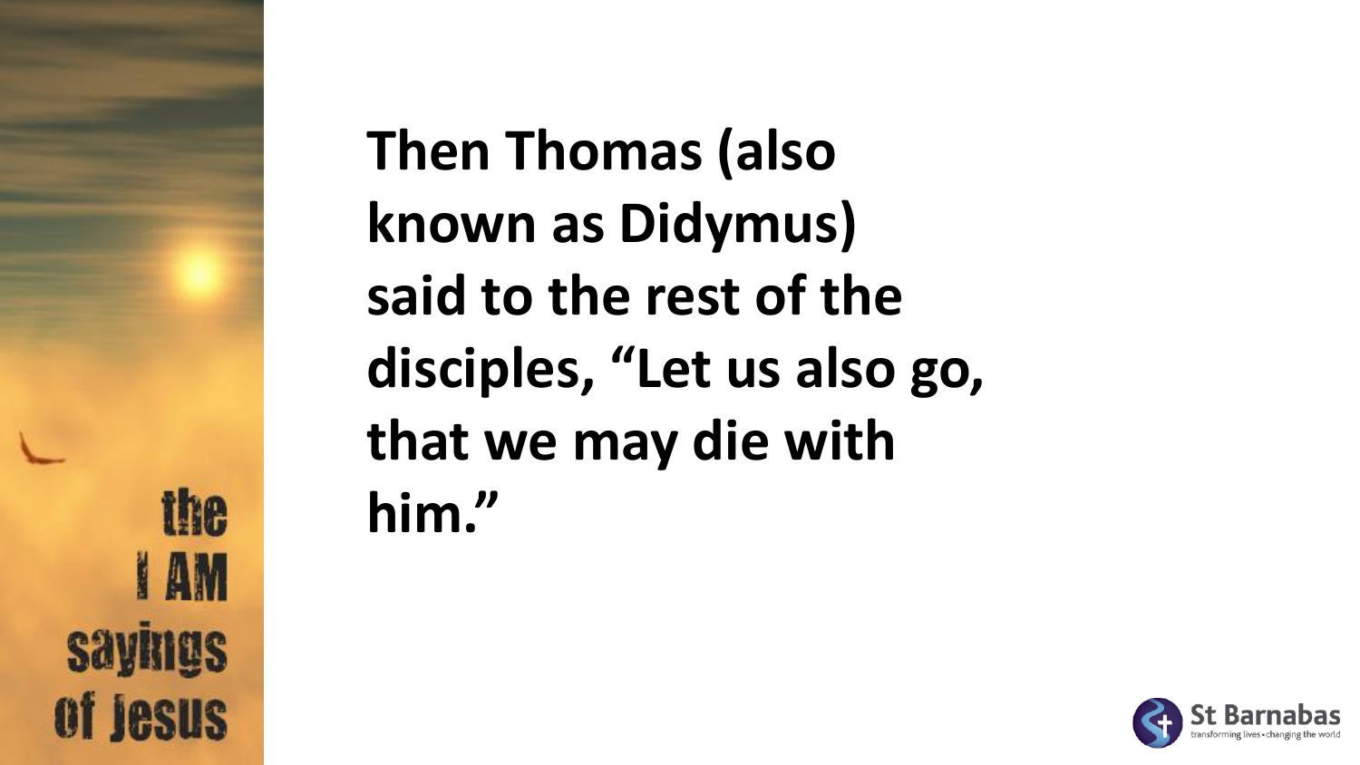**Then Thomas (also known as Didymus) said to the rest of the disciples, “Let us also go, that we may die with him.”**

the I AM sayings of Jesus

St Barnabas
transforming lives • changing the world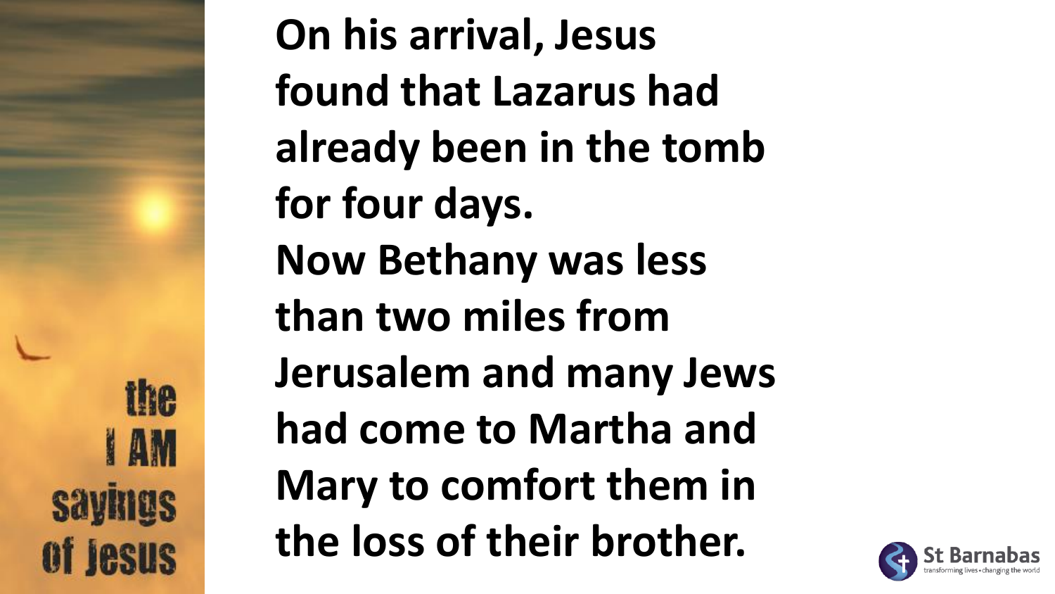On his arrival, Jesus found that Lazarus had already been in the tomb for four days.
Now Bethany was less than two miles from Jerusalem and many Jews had come to Martha and Mary to comfort them in the loss of their brother.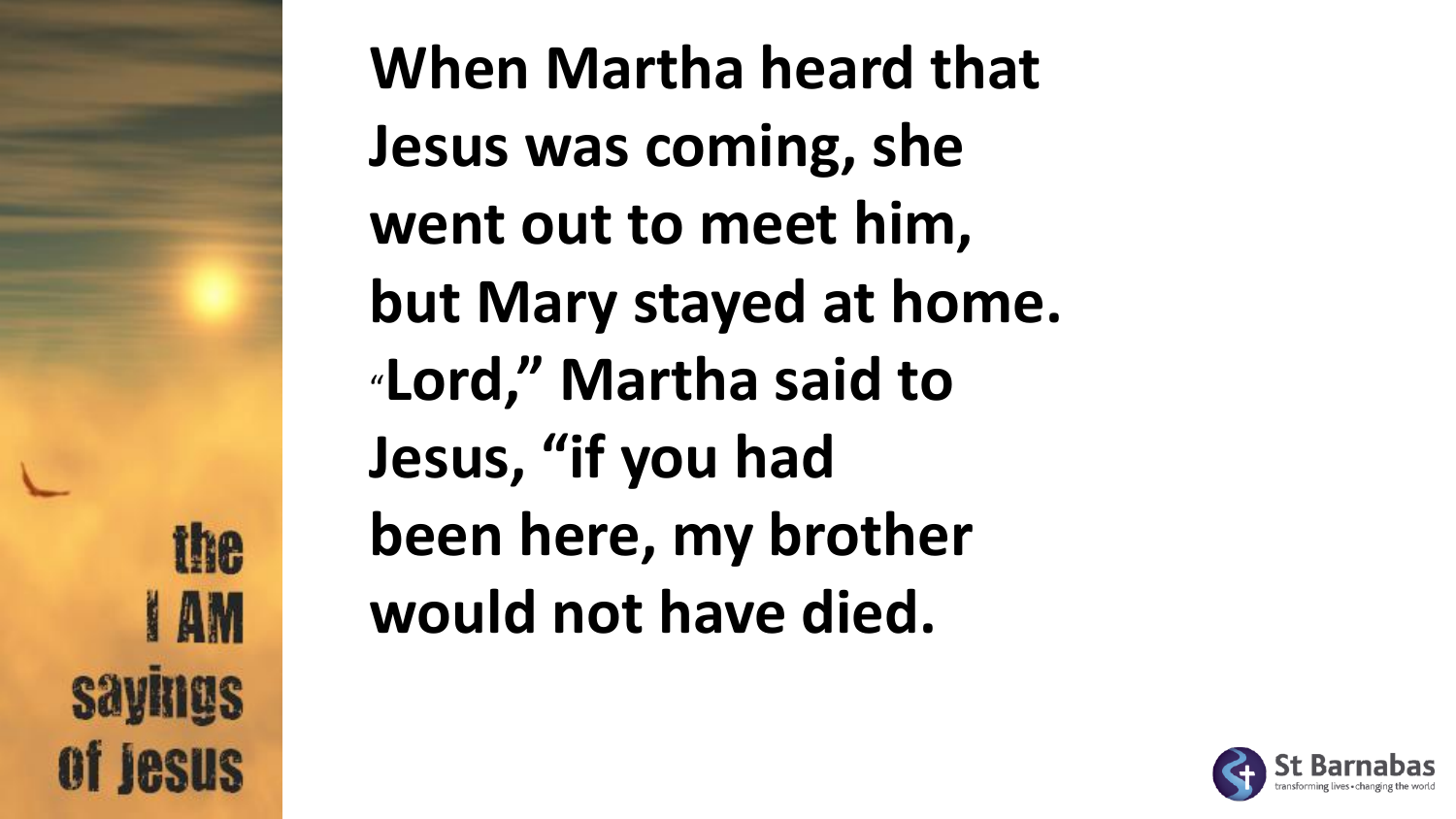**When Martha heard that Jesus was coming, she went out to meet him, but Mary stayed at home. "Lord," Martha said to Jesus, "if you had been here, my brother would not have died.**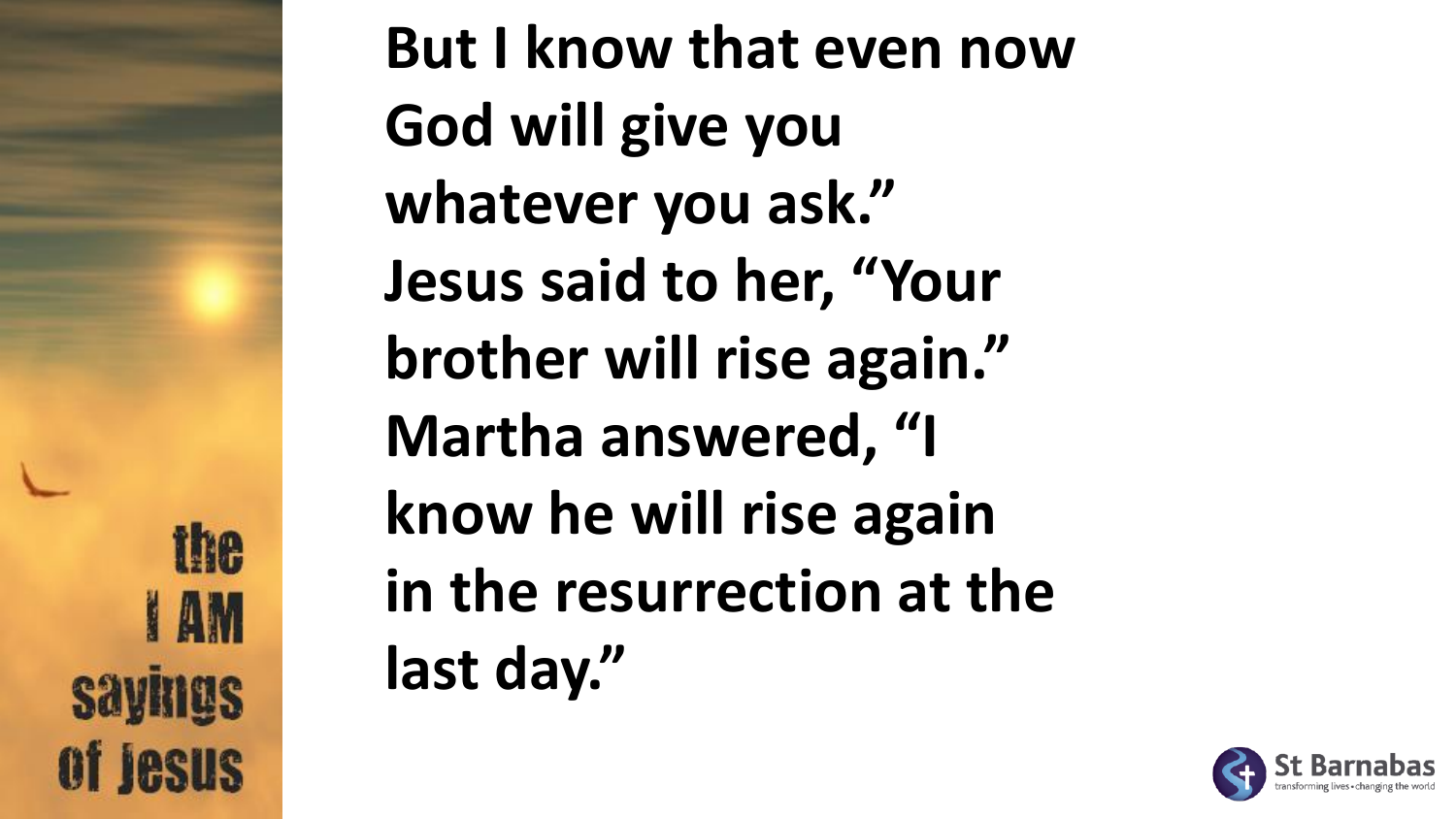**But I know that even now God will give you whatever you ask." Jesus said to her, "Your brother will rise again." Martha answered, "I know he will rise again in the resurrection at the last day."**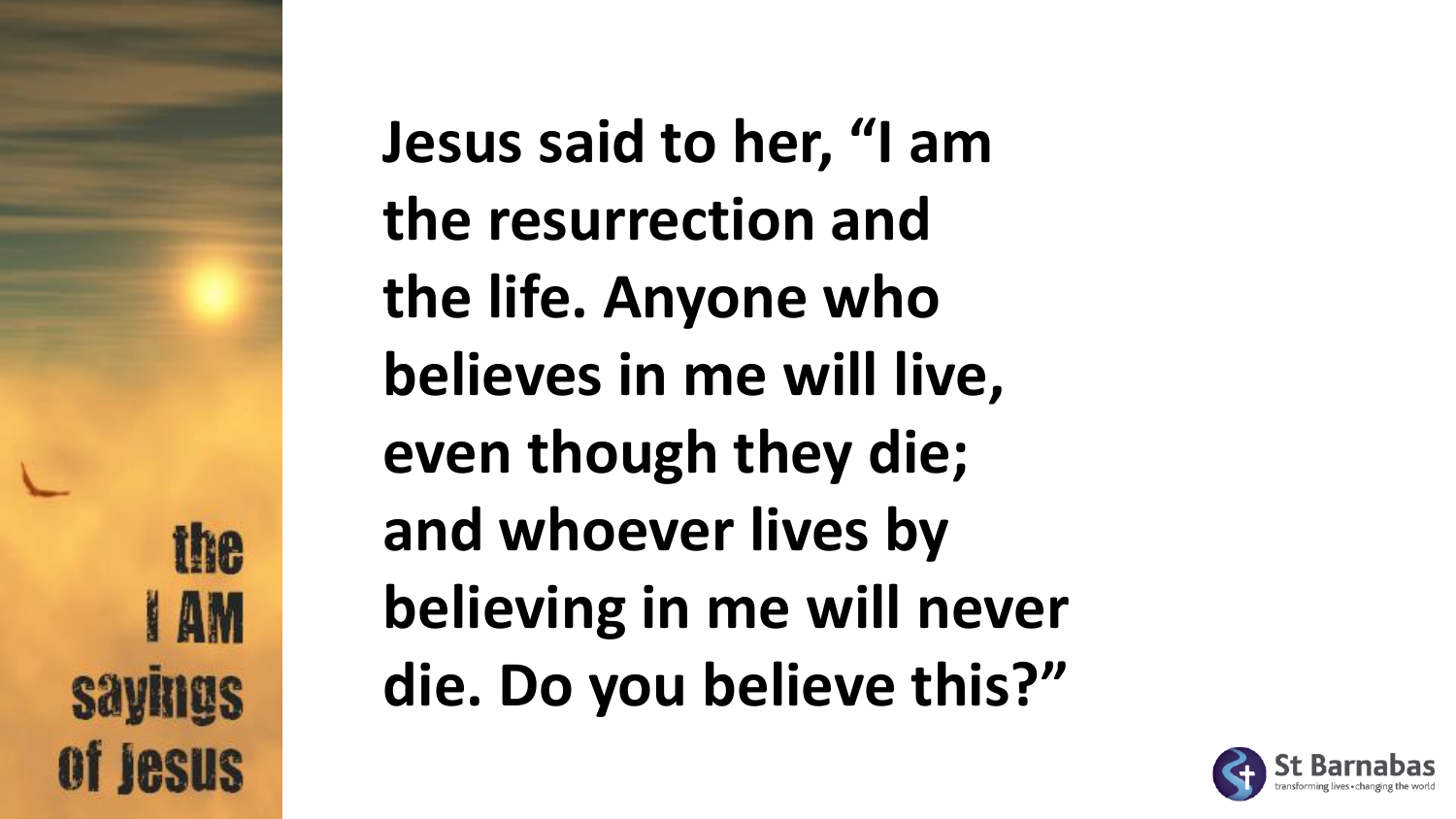the
I AM
sayings
of Jesus

**Jesus said to her, "I am the resurrection and the life. Anyone who believes in me will live, even though they die; and whoever lives by believing in me will never die. Do you believe this?"**

St Barnabas
transforming lives • changing the world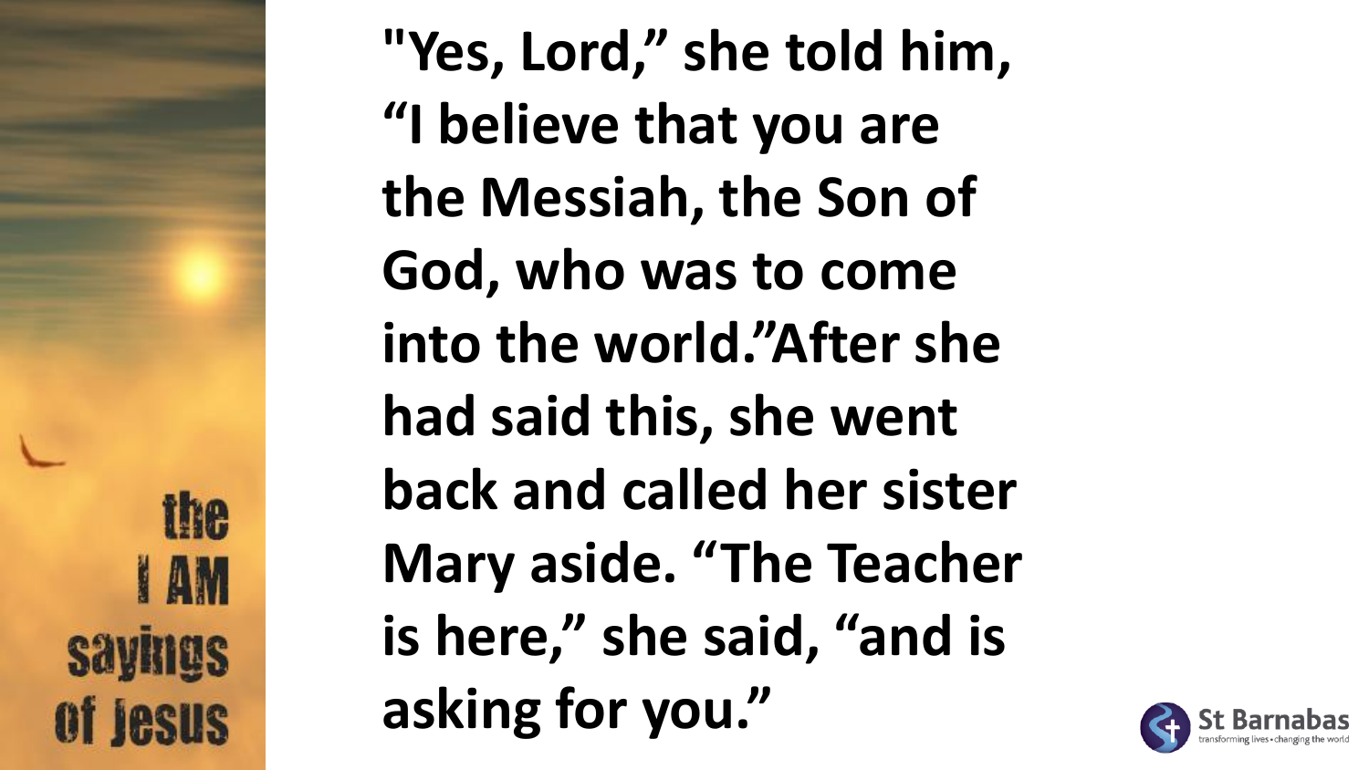"Yes, Lord," she told him, "I believe that you are the Messiah, the Son of God, who was to come into the world."After she had said this, she went back and called her sister Mary aside. "The Teacher is here," she said, "and is asking for you."

the I AM sayings of Jesus

St Barnabas
transforming lives • changing the world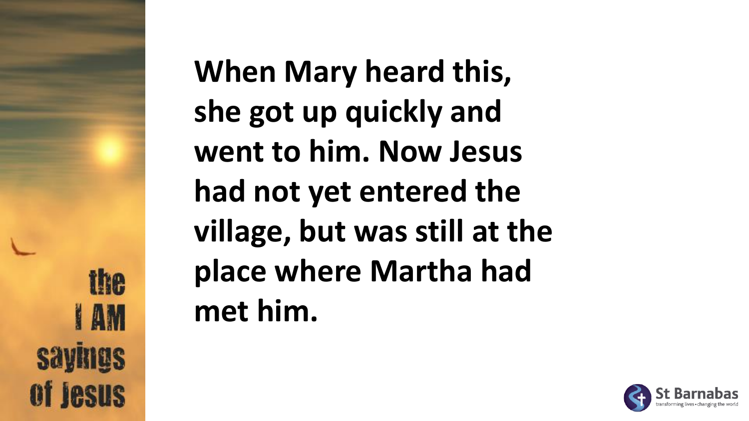**When Mary heard this, she got up quickly and went to him. Now Jesus had not yet entered the village, but was still at the place where Martha had met him.**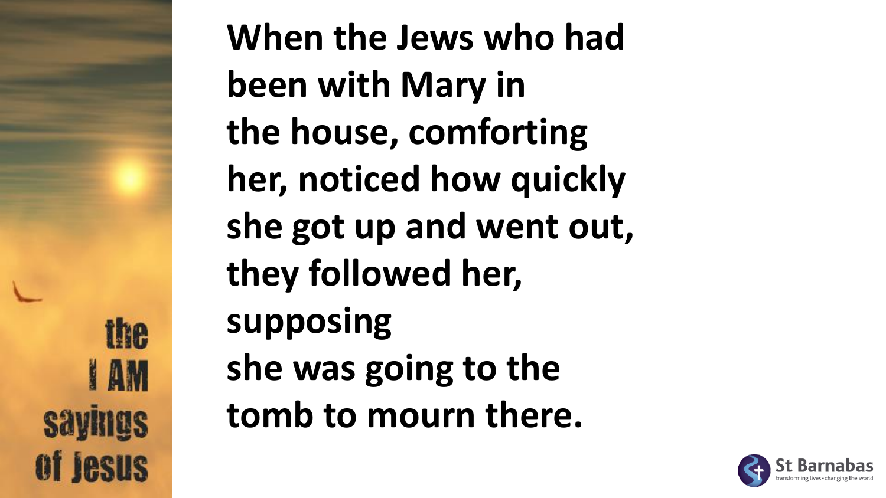**When the Jews who had been with Mary in the house, comforting her, noticed how quickly she got up and went out, they followed her, supposing she was going to the tomb to mourn there.**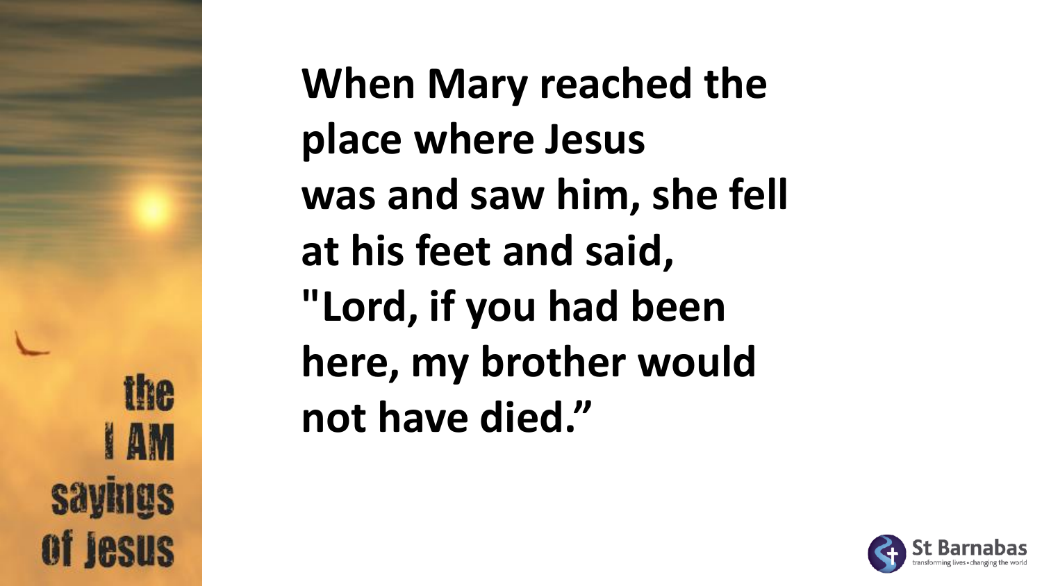**When Mary reached the place where Jesus was and saw him, she fell at his feet and said, "Lord, if you had been here, my brother would not have died."**

the I AM sayings of Jesus

St Barnabas
transforming lives • changing the world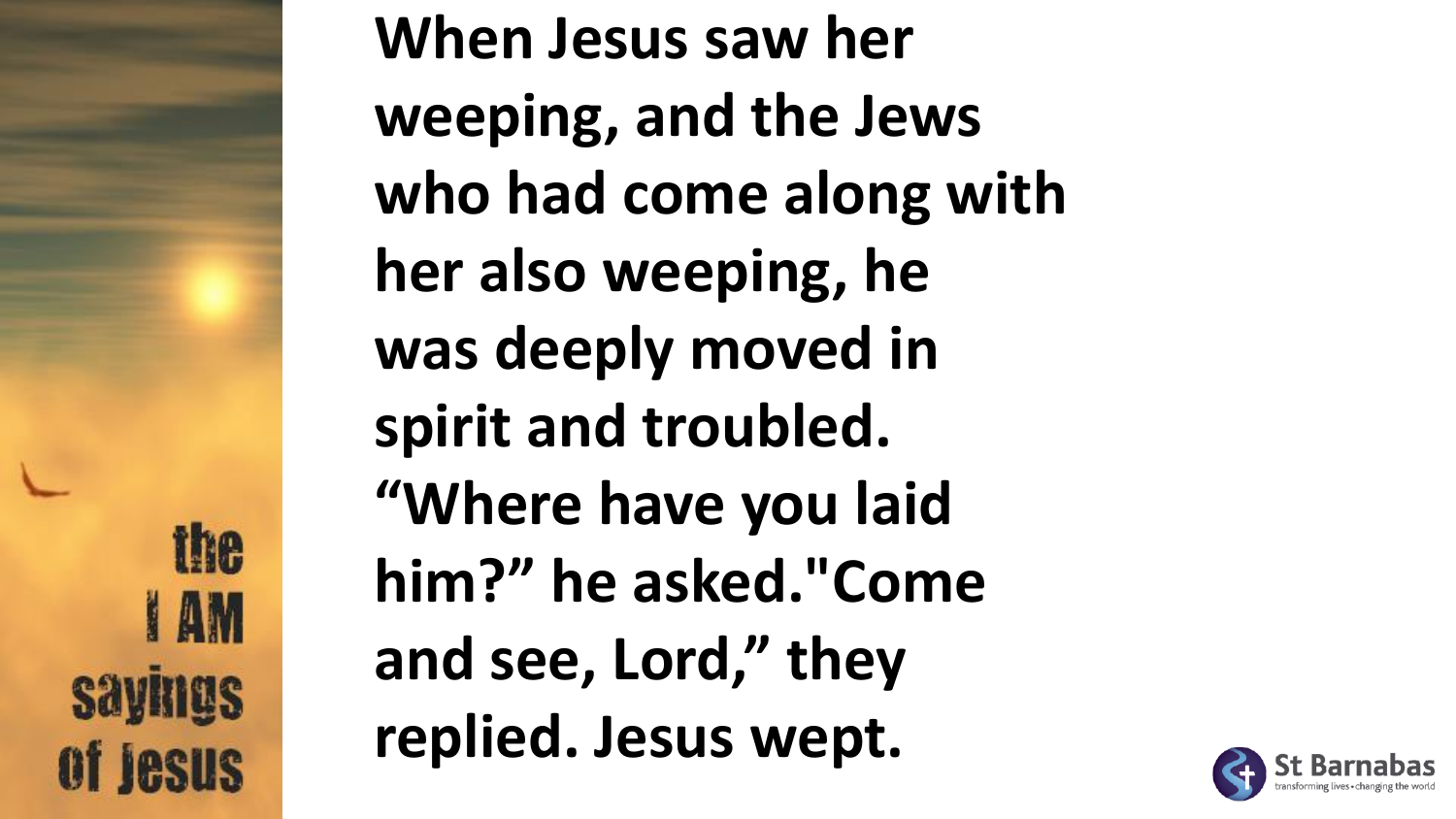**When Jesus saw her weeping, and the Jews who had come along with her also weeping, he was deeply moved in spirit and troubled. “Where have you laid him?” he asked."Come and see, Lord,” they replied. Jesus wept.**

the I AM sayings of Jesus

St Barnabas
transforming lives • changing the world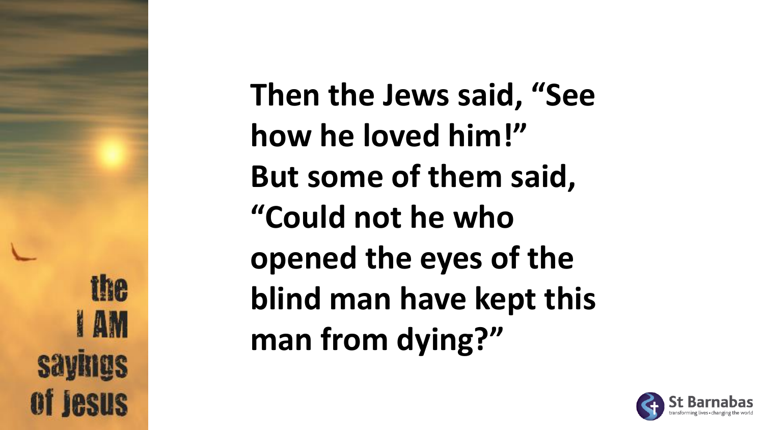**Then the Jews said, "See how he loved him!" But some of them said, "Could not he who opened the eyes of the blind man have kept this man from dying?"**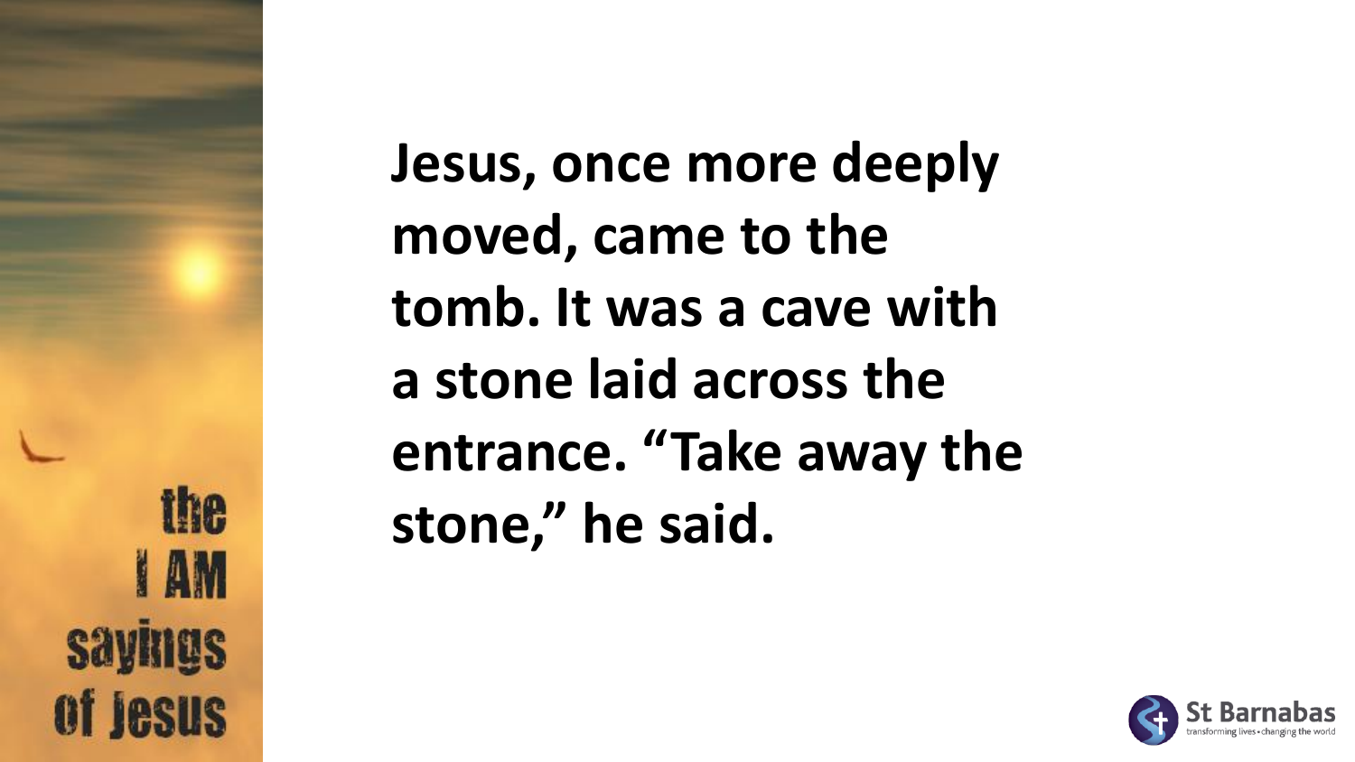the I AM sayings of Jesus

**Jesus, once more deeply moved, came to the tomb. It was a cave with a stone laid across the entrance. "Take away the stone," he said.**

St Barnabas
transforming lives • changing the world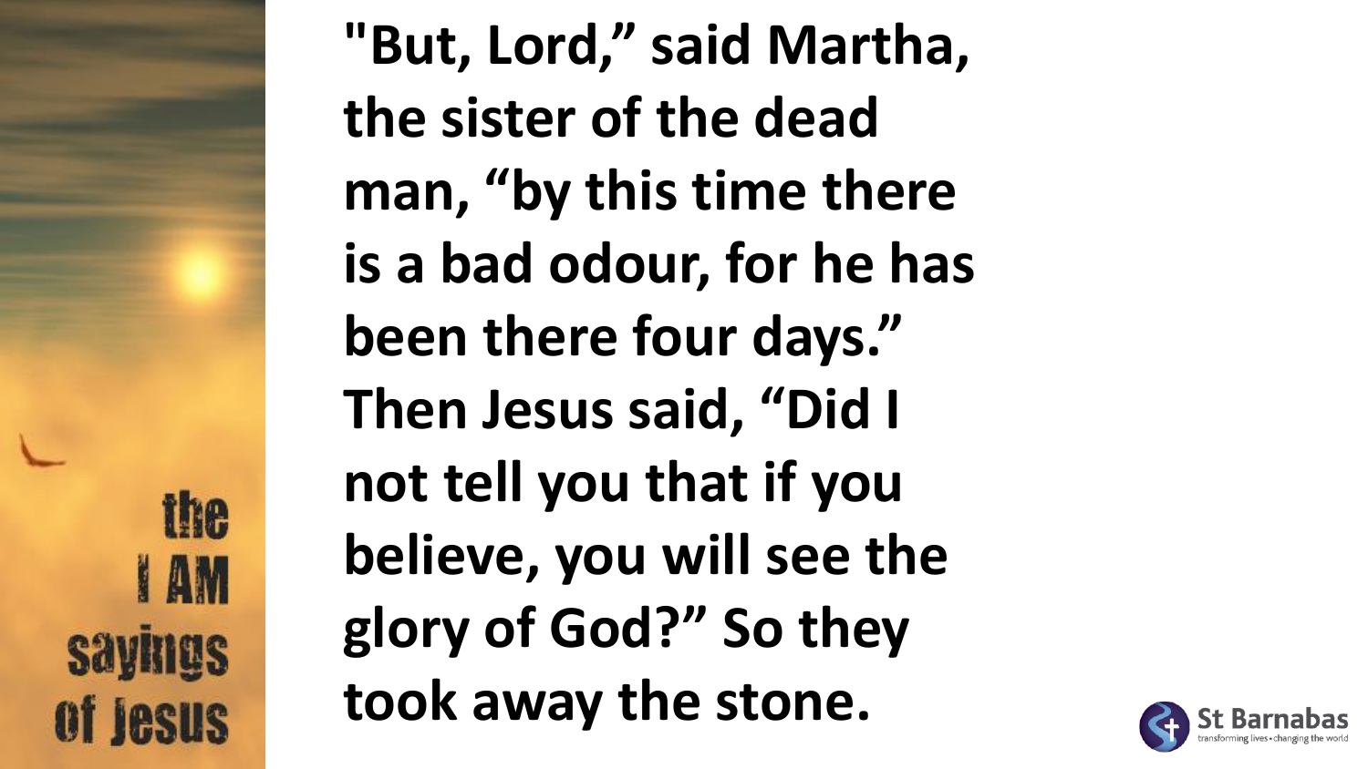**"But, Lord," said Martha, the sister of the dead man, "by this time there is a bad odour, for he has been there four days." Then Jesus said, "Did I not tell you that if you believe, you will see the glory of God?" So they took away the stone.**

the I AM sayings of Jesus

St Barnabas
transforming lives • changing the world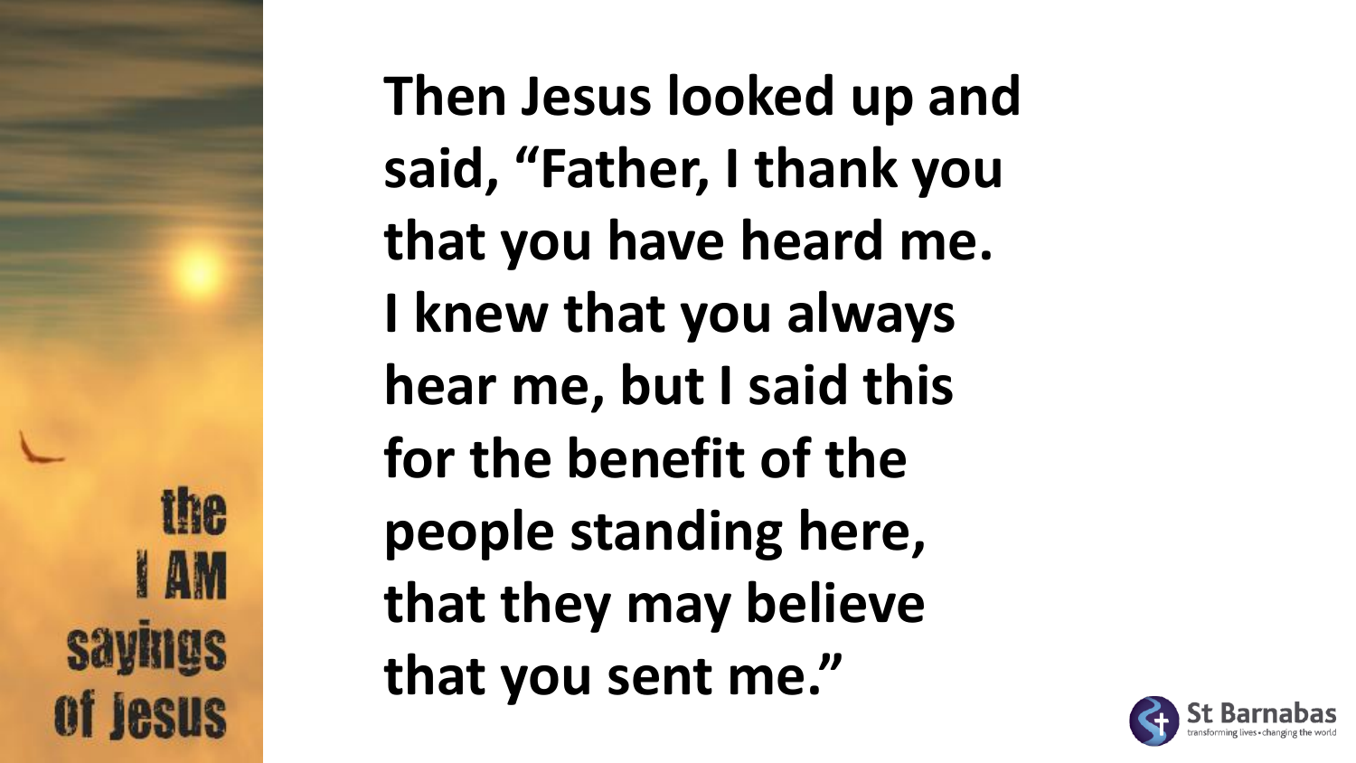Then Jesus looked up and said, “Father, I thank you that you have heard me. I knew that you always hear me, but I said this for the benefit of the people standing here, that they may believe that you sent me.”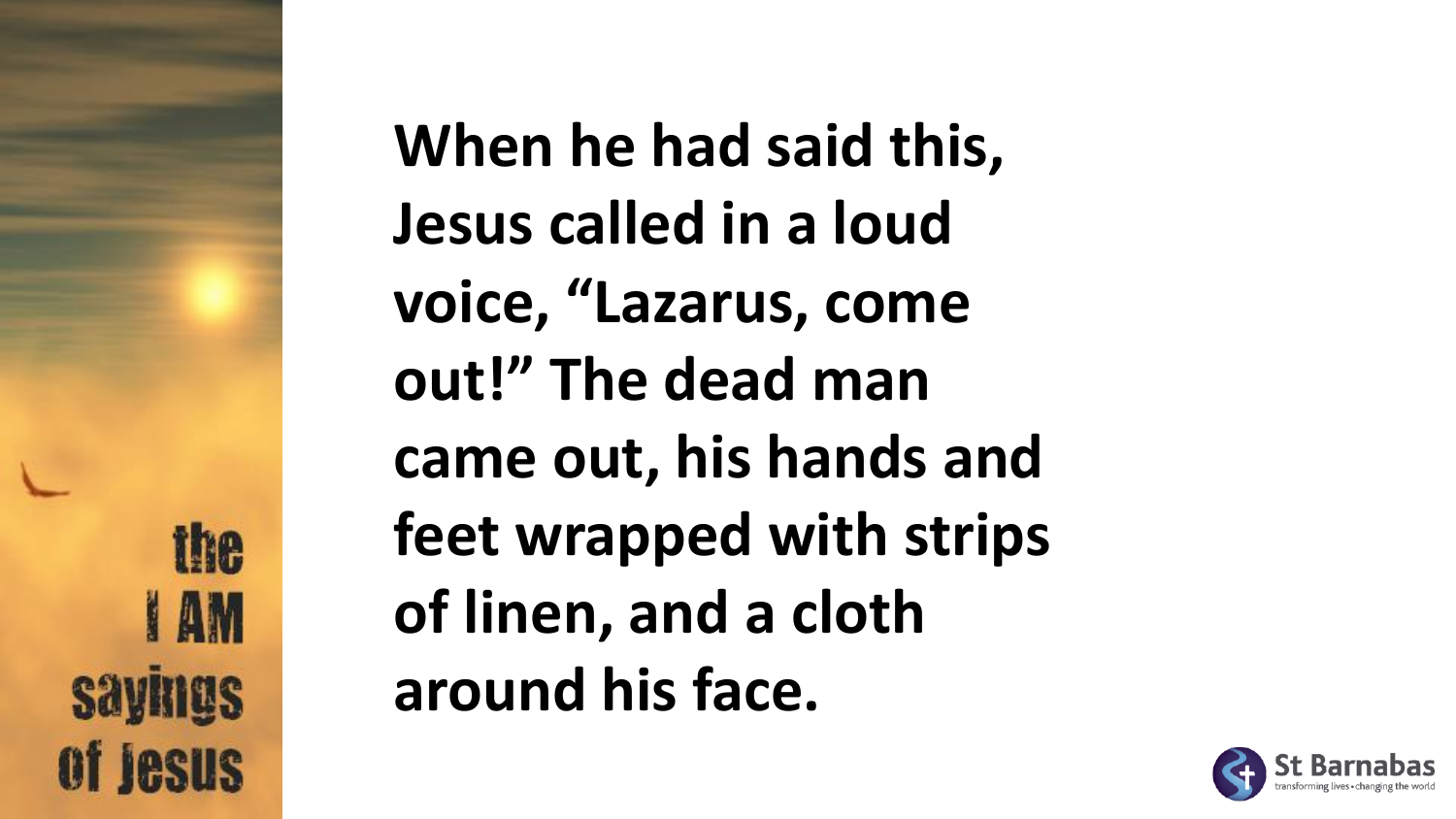**When he had said this, Jesus called in a loud voice, "Lazarus, come out!" The dead man came out, his hands and feet wrapped with strips of linen, and a cloth around his face.**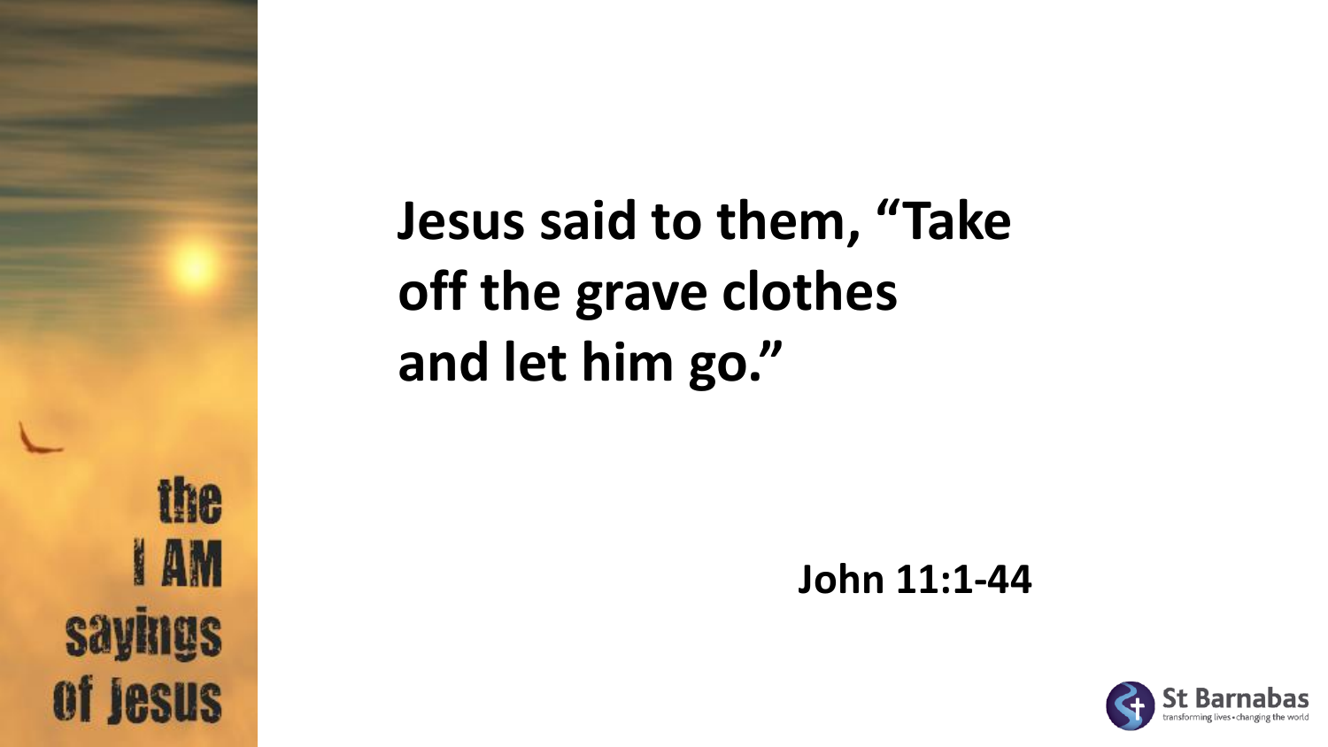the I AM sayings of Jesus

**Jesus said to them, "Take off the grave clothes and let him go."**

**John 11:1-44**

St Barnabas
transforming lives • changing the world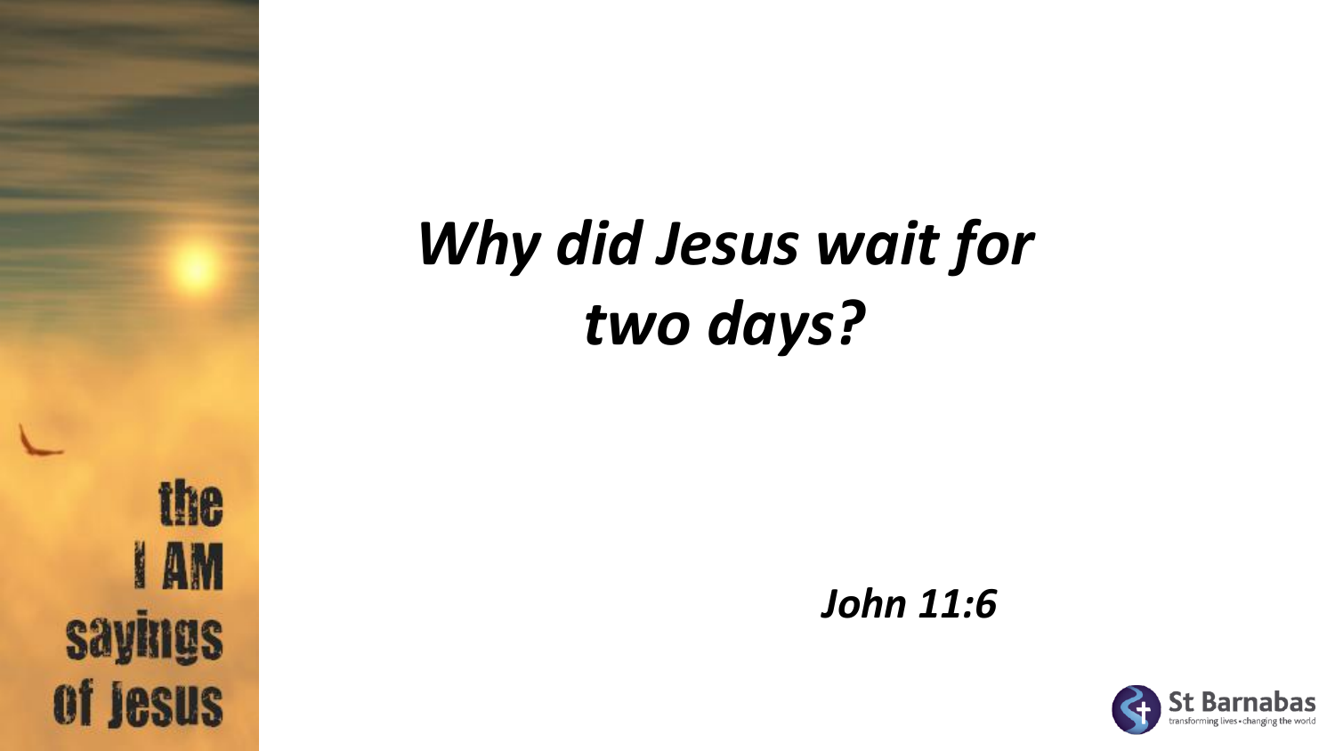# *Why did Jesus wait for two days?*

***John 11:6***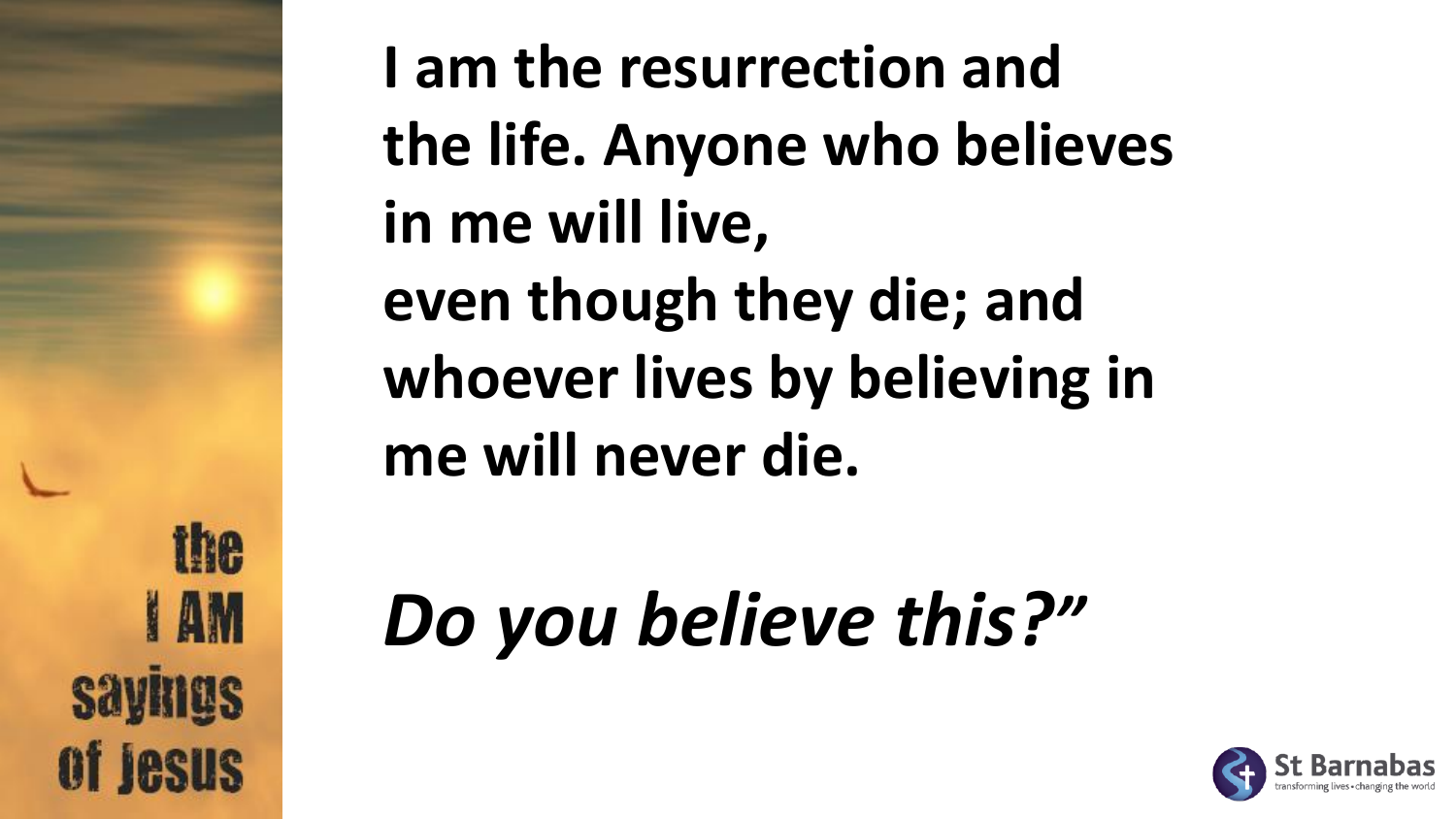**I am the resurrection and the life. Anyone who believes in me will live, even though they die; and whoever lives by believing in me will never die.**

***Do you believe this?"***

the I AM sayings of Jesus

St Barnabas
transforming lives • changing the world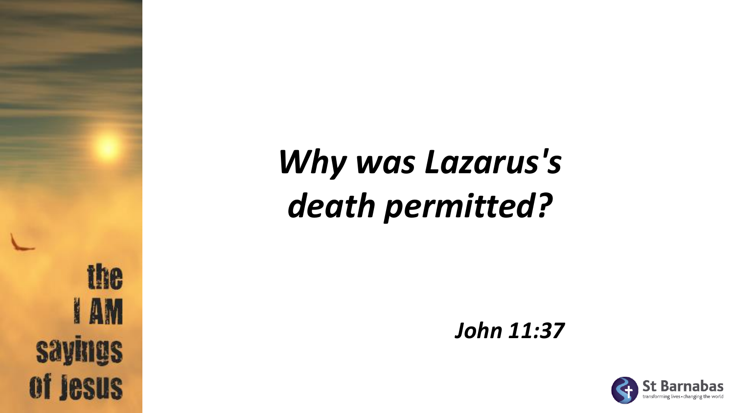# *Why was Lazarus's death permitted?*

***John 11:37***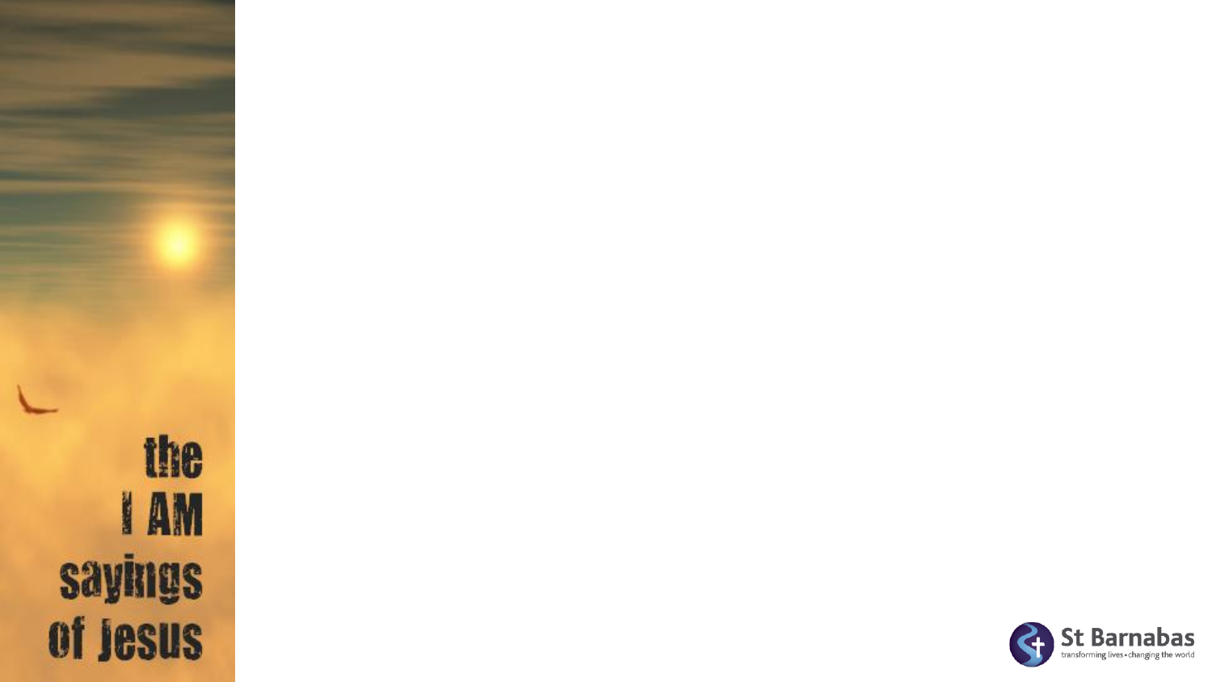the
I AM
sayings
of Jesus

St Barnabas
transforming lives • changing the world